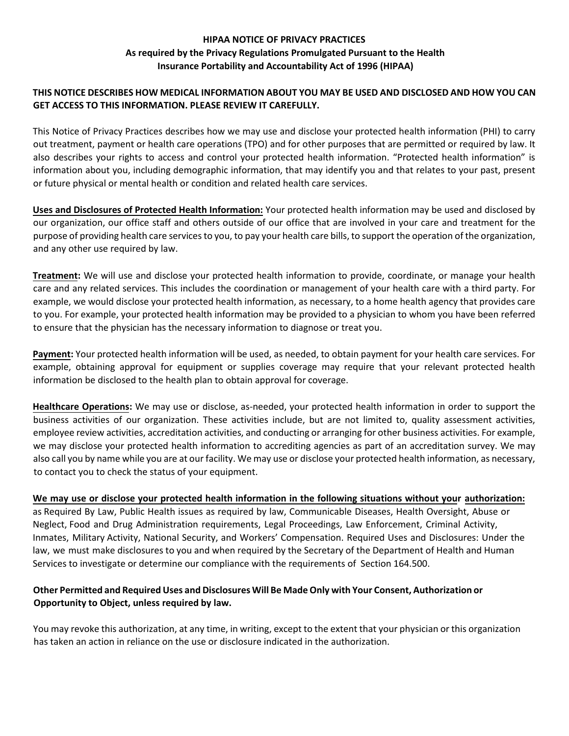# HIPAA NOTICE OF PRIVACY PRACTICES

**As required by the Privacy Regulations Promulgated Pursuant to the Health Insurance Portability and Accountability Act of 1996 (HIPAA)**

**THIS NOTICE DESCRIBES HOW MEDICAL INFORMATION ABOUT YOU MAY BE USED AND DISCLOSED AND HOW YOU CAN GET ACCESS TO THIS INFORMATION. PLEASE REVIEW IT CAREFULLY.**

This Notice of Privacy Practices describes how we may use and disclose your protected health information (PHI) to carry out treatment, payment or health care operations (TPO) and for other purposes that are permitted or required by law. It also describes your rights to access and control your protected health information. "Protected health information" is information about you, including demographic information, that may identify you and that relates to your past, present or future physical or mental health or condition and related health care services.

**Uses and Disclosures of Protected Health Information:** Your protected health information may be used and disclosed by our organization, our office staff and others outside of our office that are involved in your care and treatment for the purpose of providing health care services to you, to pay your health care bills, to support the operation of the organization, and any other use required by law.

**Treatment:** We will use and disclose your protected health information to provide, coordinate, or manage your health care and any related services. This includes the coordination or management of your health care with a third party. For example, we would disclose your protected health information, as necessary, to a home health agency that provides care to you. For example, your protected health information may be provided to a physician to whom you have been referred to ensure that the physician has the necessary information to diagnose or treat you.

**Payment:** Your protected health information will be used, as needed, to obtain payment for your health care services. For example, obtaining approval for equipment or supplies coverage may require that your relevant protected health information be disclosed to the health plan to obtain approval for coverage.

**Healthcare Operations:** We may use or disclose, as-needed, your protected health information in order to support the business activities of our organization. These activities include, but are not limited to, quality assessment activities, employee review activities, accreditation activities, and conducting or arranging for other business activities. For example, we may disclose your protected health information to accrediting agencies as part of an accreditation survey. We may also call you by name while you are at our facility. We may use or disclose your protected health information, as necessary, to contact you to check the status of your equipment.

**We may use or disclose your protected health information in the following situations without your authorization:** as Required By Law, Public Health issues as required by law, Communicable Diseases, Health Oversight, Abuse or Neglect, Food and Drug Administration requirements, Legal Proceedings, Law Enforcement, Criminal Activity, Inmates, Military Activity, National Security, and Workers' Compensation. Required Uses and Disclosures: Under the law, we must make disclosures to you and when required by the Secretary of the Department of Health and Human Services to investigate or determine our compliance with the requirements of Section 164.500.

**Other Permitted and Required Uses and Disclosures Will Be Made Only with Your Consent, Authorization or Opportunity to Object, unless required by law.**

You may revoke this authorization, at any time, in writing, except to the extent that your physician or this organization has taken an action in reliance on the use or disclosure indicated in the authorization.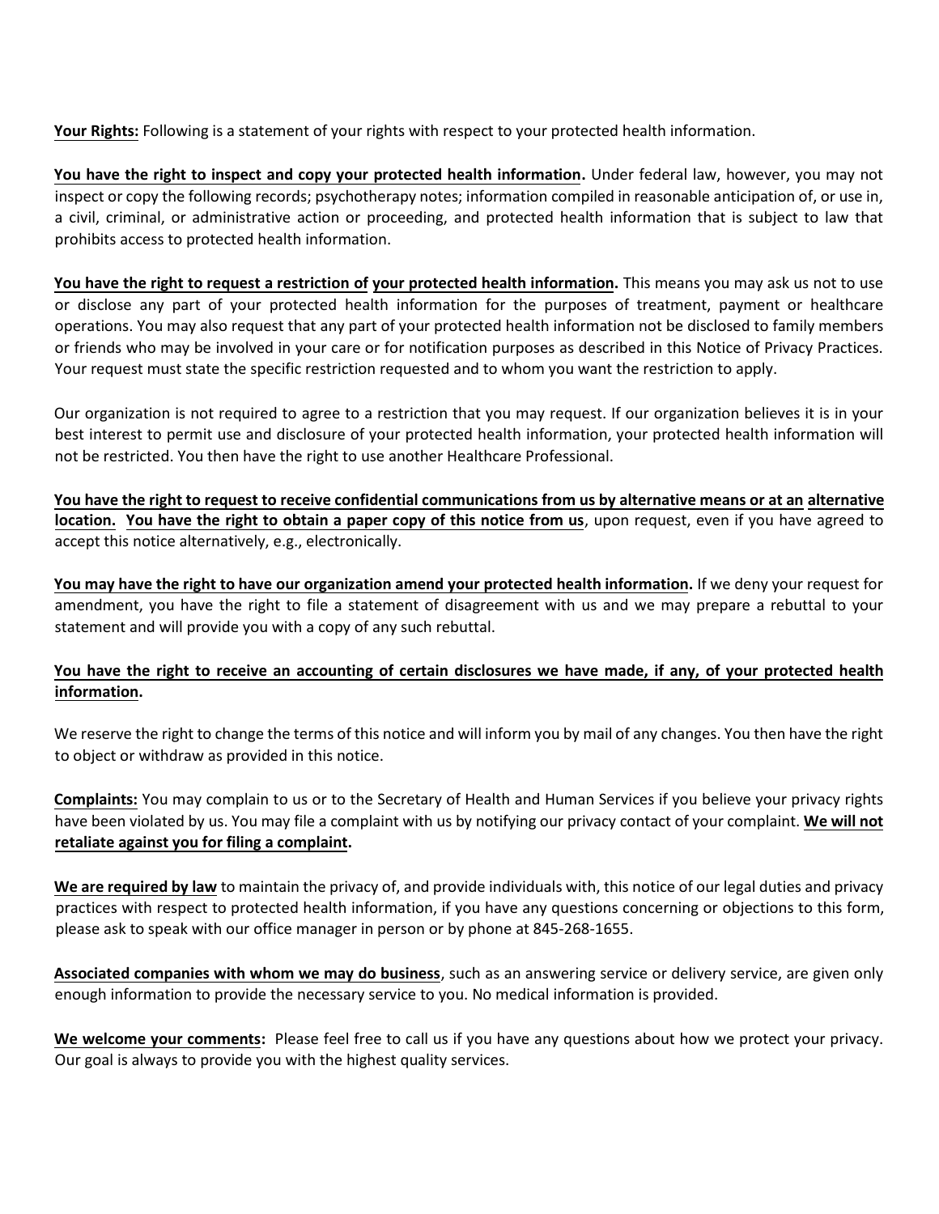**Your Rights:** Following is a statement of your rights with respect to your protected health information.

**You have the right to inspect and copy your protected health information.** Under federal law, however, you may not inspect or copy the following records; psychotherapy notes; information compiled in reasonable anticipation of, or use in, a civil, criminal, or administrative action or proceeding, and protected health information that is subject to law that prohibits access to protected health information.

**You have the right to request a restriction of your protected health information.** This means you may ask us not to use or disclose any part of your protected health information for the purposes of treatment, payment or healthcare operations. You may also request that any part of your protected health information not be disclosed to family members or friends who may be involved in your care or for notification purposes as described in this Notice of Privacy Practices. Your request must state the specific restriction requested and to whom you want the restriction to apply.

Our organization is not required to agree to a restriction that you may request. If our organization believes it is in your best interest to permit use and disclosure of your protected health information, your protected health information will not be restricted. You then have the right to use another Healthcare Professional.

**You have the right to request to receive confidential communications from us by alternative means or at an alternative location.** **You have the right to obtain a paper copy of this notice from us**, upon request, even if you have agreed to accept this notice alternatively, e.g., electronically.

**You may have the right to have our organization amend your protected health information.** If we deny your request for amendment, you have the right to file a statement of disagreement with us and we may prepare a rebuttal to your statement and will provide you with a copy of any such rebuttal.

**You have the right to receive an accounting of certain disclosures we have made, if any, of your protected health information.**

We reserve the right to change the terms of this notice and will inform you by mail of any changes. You then have the right to object or withdraw as provided in this notice.

**Complaints:** You may complain to us or to the Secretary of Health and Human Services if you believe your privacy rights have been violated by us. You may file a complaint with us by notifying our privacy contact of your complaint. **We will not retaliate against you for filing a complaint.**

**We are required by law** to maintain the privacy of, and provide individuals with, this notice of our legal duties and privacy practices with respect to protected health information, if you have any questions concerning or objections to this form, please ask to speak with our office manager in person or by phone at 845-268-1655.

**Associated companies with whom we may do business**, such as an answering service or delivery service, are given only enough information to provide the necessary service to you. No medical information is provided.

**We welcome your comments:** Please feel free to call us if you have any questions about how we protect your privacy. Our goal is always to provide you with the highest quality services.